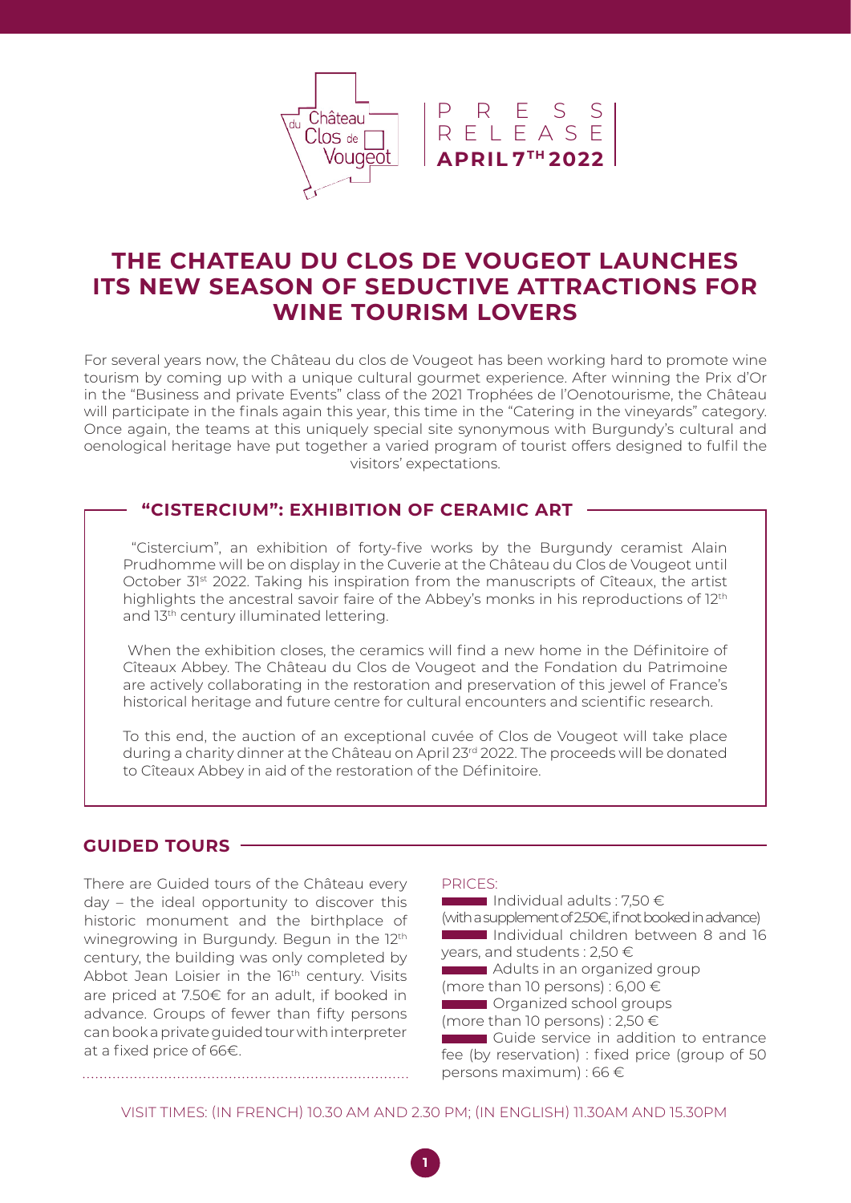Château du Clos de Vougeot

PRESS RELEASE
**APRIL 7TH 2022**

# THE CHATEAU DU CLOS DE VOUGEOT LAUNCHES ITS NEW SEASON OF SEDUCTIVE ATTRACTIONS FOR WINE TOURISM LOVERS

For several years now, the Château du clos de Vougeot has been working hard to promote wine tourism by coming up with a unique cultural gourmet experience. After winning the Prix d'Or in the "Business and private Events" class of the 2021 Trophées de l'Oenotourisme, the Château will participate in the finals again this year, this time in the "Catering in the vineyards" category. Once again, the teams at this uniquely special site synonymous with Burgundy's cultural and oenological heritage have put together a varied program of tourist offers designed to fulfil the visitors' expectations.

## "CISTERCIUM": EXHIBITION OF CERAMIC ART

"Cistercium", an exhibition of forty-five works by the Burgundy ceramist Alain Prudhomme will be on display in the Cuverie at the Château du Clos de Vougeot until October 31st 2022. Taking his inspiration from the manuscripts of Cîteaux, the artist highlights the ancestral savoir faire of the Abbey's monks in his reproductions of 12th and 13th century illuminated lettering.

When the exhibition closes, the ceramics will find a new home in the Définitoire of Cîteaux Abbey. The Château du Clos de Vougeot and the Fondation du Patrimoine are actively collaborating in the restoration and preservation of this jewel of France's historical heritage and future centre for cultural encounters and scientific research.

To this end, the auction of an exceptional cuvée of Clos de Vougeot will take place during a charity dinner at the Château on April 23rd 2022. The proceeds will be donated to Cîteaux Abbey in aid of the restoration of the Définitoire.

## GUIDED TOURS

There are Guided tours of the Château every day – the ideal opportunity to discover this historic monument and the birthplace of winegrowing in Burgundy. Begun in the 12th century, the building was only completed by Abbot Jean Loisier in the 16th century. Visits are priced at 7.50€ for an adult, if booked in advance. Groups of fewer than fifty persons can book a private guided tour with interpreter at a fixed price of 66€.

PRICES:

- Individual adults : 7,50 € (with a supplement of 2.50€, if not booked in advance)
- Individual children between 8 and 16 years, and students : 2,50 €
- Adults in an organized group (more than 10 persons) : 6,00 €
- Organized school groups (more than 10 persons) : 2,50 €
- Guide service in addition to entrance fee (by reservation) : fixed price (group of 50 persons maximum) : 66 €

VISIT TIMES: (IN FRENCH) 10.30 AM AND 2.30 PM; (IN ENGLISH) 11.30AM AND 15.30PM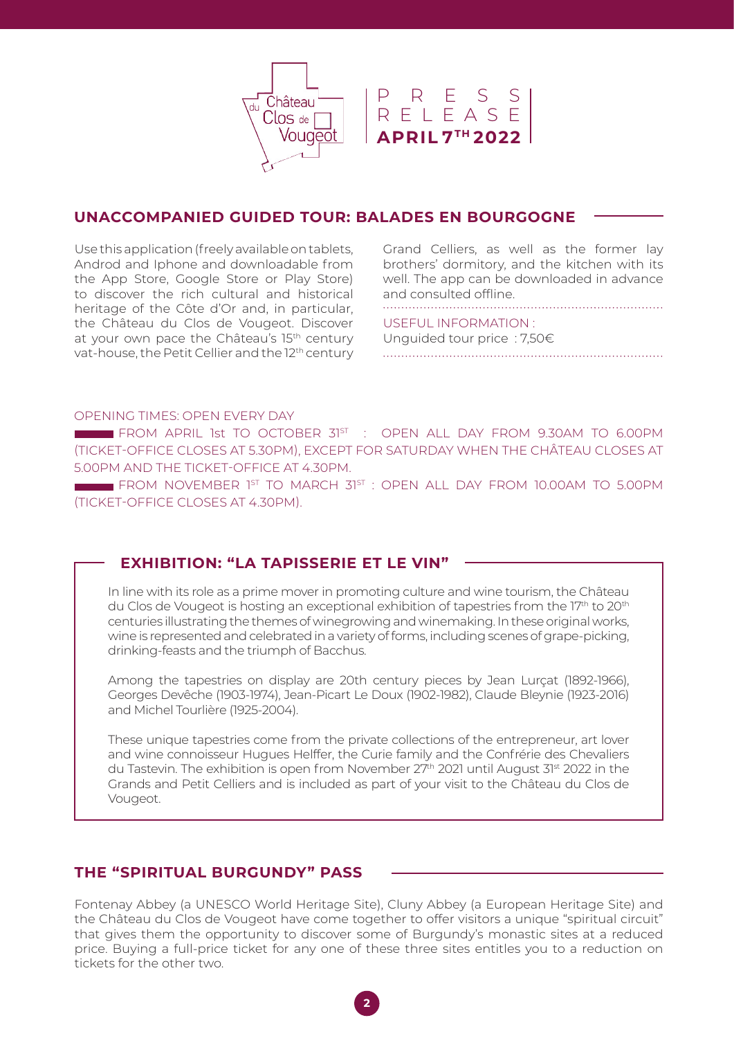Château du Clos de Vougeot

PRESS RELEASE
**APRIL 7TH 2022**

## UNACCOMPANIED GUIDED TOUR: BALADES EN BOURGOGNE

Use this application (freely available on tablets, Androd and Iphone and downloadable from the App Store, Google Store or Play Store) to discover the rich cultural and historical heritage of the Côte d'Or and, in particular, the Château du Clos de Vougeot. Discover at your own pace the Château's 15th century vat-house, the Petit Cellier and the 12th century Grand Celliers, as well as the former lay brothers' dormitory, and the kitchen with its well. The app can be downloaded in advance and consulted offline.

USEFUL INFORMATION :
Unguided tour price : 7,50€

OPENING TIMES: OPEN EVERY DAY

- FROM APRIL 1st TO OCTOBER 31ST : OPEN ALL DAY FROM 9.30AM TO 6.00PM (TICKET-OFFICE CLOSES AT 5.30PM), EXCEPT FOR SATURDAY WHEN THE CHÂTEAU CLOSES AT 5.00PM AND THE TICKET-OFFICE AT 4.30PM.
- FROM NOVEMBER 1ST TO MARCH 31ST : OPEN ALL DAY FROM 10.00AM TO 5.00PM (TICKET-OFFICE CLOSES AT 4.30PM).

## EXHIBITION: "LA TAPISSERIE ET LE VIN"

In line with its role as a prime mover in promoting culture and wine tourism, the Château du Clos de Vougeot is hosting an exceptional exhibition of tapestries from the 17th to 20th centuries illustrating the themes of winegrowing and winemaking. In these original works, wine is represented and celebrated in a variety of forms, including scenes of grape-picking, drinking-feasts and the triumph of Bacchus.

Among the tapestries on display are 20th century pieces by Jean Lurçat (1892-1966), Georges Devêche (1903-1974), Jean-Picart Le Doux (1902-1982), Claude Bleynie (1923-2016) and Michel Tourlière (1925-2004).

These unique tapestries come from the private collections of the entrepreneur, art lover and wine connoisseur Hugues Helffer, the Curie family and the Confrérie des Chevaliers du Tastevin. The exhibition is open from November 27th 2021 until August 31st 2022 in the Grands and Petit Celliers and is included as part of your visit to the Château du Clos de Vougeot.

## THE "SPIRITUAL BURGUNDY" PASS

Fontenay Abbey (a UNESCO World Heritage Site), Cluny Abbey (a European Heritage Site) and the Château du Clos de Vougeot have come together to offer visitors a unique "spiritual circuit" that gives them the opportunity to discover some of Burgundy's monastic sites at a reduced price. Buying a full-price ticket for any one of these three sites entitles you to a reduction on tickets for the other two.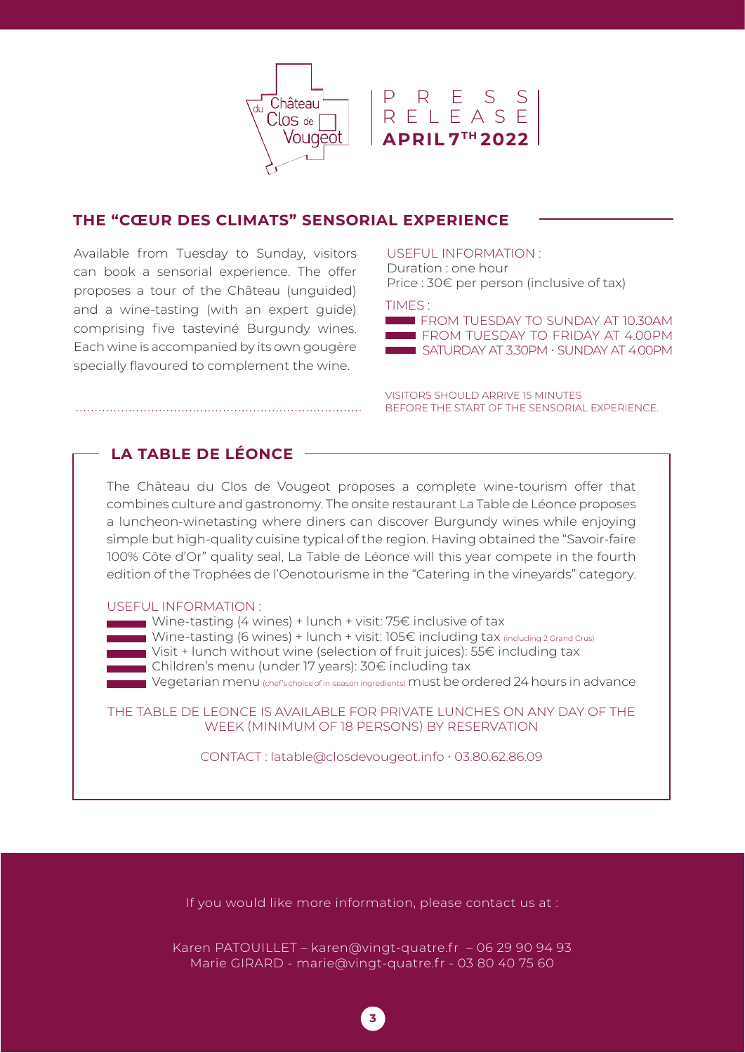Château du Clos de Vougeot

PRESS RELEASE
**APRIL 7TH 2022**

## THE “CŒUR DES CLIMATS” SENSORIAL EXPERIENCE

Available from Tuesday to Sunday, visitors can book a sensorial experience. The offer proposes a tour of the Château (unguided) and a wine-tasting (with an expert guide) comprising five tasteviné Burgundy wines. Each wine is accompanied by its own gougère specially flavoured to complement the wine.

USEFUL INFORMATION :
Duration : one hour
Price : 30€ per person (inclusive of tax)

TIMES :

- FROM TUESDAY TO SUNDAY AT 10.30AM
- FROM TUESDAY TO FRIDAY AT 4.00PM
- SATURDAY AT 3.30PM • SUNDAY AT 4.00PM

VISITORS SHOULD ARRIVE 15 MINUTES BEFORE THE START OF THE SENSORIAL EXPERIENCE.

## LA TABLE DE LÉONCE

The Château du Clos de Vougeot proposes a complete wine-tourism offer that combines culture and gastronomy. The onsite restaurant La Table de Léonce proposes a luncheon-winetasting where diners can discover Burgundy wines while enjoying simple but high-quality cuisine typical of the region. Having obtained the “Savoir-faire 100% Côte d’Or” quality seal, La Table de Léonce will this year compete in the fourth edition of the Trophées de l’Oenotourisme in the “Catering in the vineyards” category.

USEFUL INFORMATION :

- Wine-tasting (4 wines) + lunch + visit: 75€ inclusive of tax
- Wine-tasting (6 wines) + lunch + visit: 105€ including tax (including 2 Grand Crus)
- Visit + lunch without wine (selection of fruit juices): 55€ including tax
- Children’s menu (under 17 years): 30€ including tax
- Vegetarian menu (chef’s choice of in-season ingredients) must be ordered 24 hours in advance

THE TABLE DE LEONCE IS AVAILABLE FOR PRIVATE LUNCHES ON ANY DAY OF THE WEEK (MINIMUM OF 18 PERSONS) BY RESERVATION

CONTACT : latable@closdevougeot.info • 03.80.62.86.09

If you would like more information, please contact us at :

Karen PATOUILLET – karen@vingt-quatre.fr – 06 29 90 94 93
Marie GIRARD - marie@vingt-quatre.fr - 03 80 40 75 60